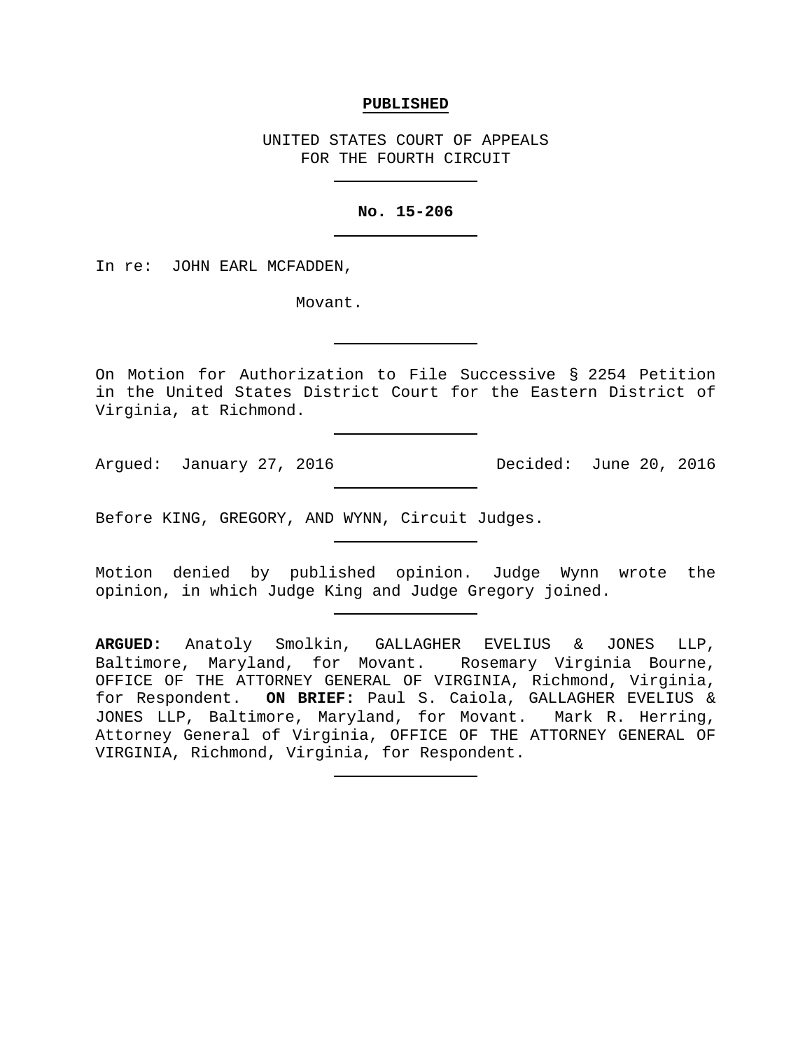**PUBLISHED**

UNITED STATES COURT OF APPEALS
FOR THE FOURTH CIRCUIT

---

**No. 15-206**

---

In re: JOHN EARL MCFADDEN,

Movant.

---

On Motion for Authorization to File Successive § 2254 Petition in the United States District Court for the Eastern District of Virginia, at Richmond.

---

Argued: January 27, 2016 Decided: June 20, 2016

---

Before KING, GREGORY, AND WYNN, Circuit Judges.

---

Motion denied by published opinion. Judge Wynn wrote the opinion, in which Judge King and Judge Gregory joined.

---

**ARGUED:** Anatoly Smolkin, GALLAGHER EVELIUS & JONES LLP, Baltimore, Maryland, for Movant. Rosemary Virginia Bourne, OFFICE OF THE ATTORNEY GENERAL OF VIRGINIA, Richmond, Virginia, for Respondent. **ON BRIEF:** Paul S. Caiola, GALLAGHER EVELIUS & JONES LLP, Baltimore, Maryland, for Movant. Mark R. Herring, Attorney General of Virginia, OFFICE OF THE ATTORNEY GENERAL OF VIRGINIA, Richmond, Virginia, for Respondent.

---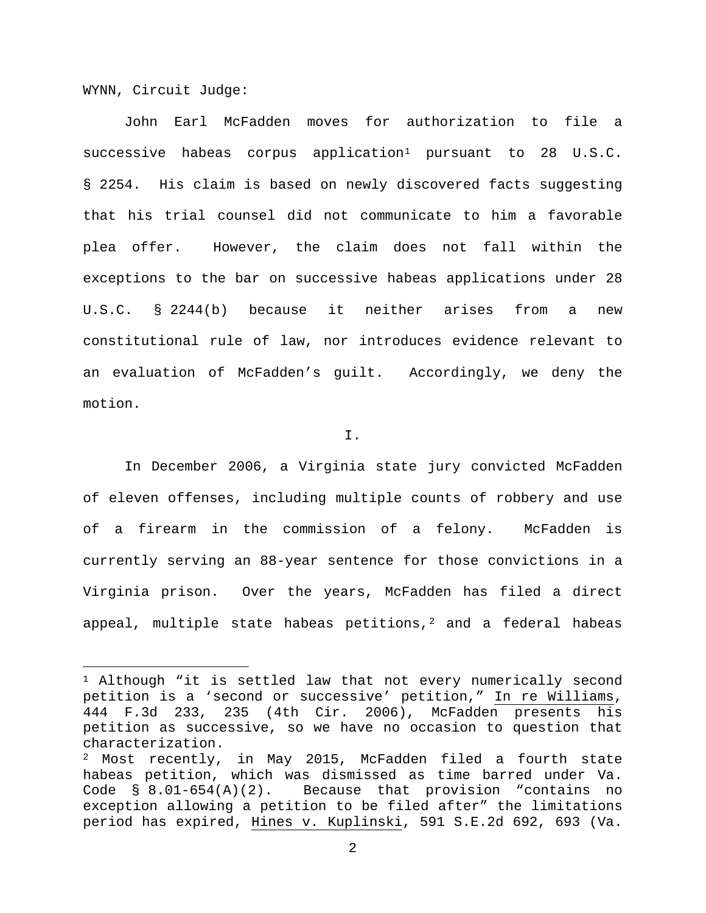WYNN, Circuit Judge:

John Earl McFadden moves for authorization to file a successive habeas corpus application[1] pursuant to 28 U.S.C. § 2254. His claim is based on newly discovered facts suggesting that his trial counsel did not communicate to him a favorable plea offer. However, the claim does not fall within the exceptions to the bar on successive habeas applications under 28 U.S.C. § 2244(b) because it neither arises from a new constitutional rule of law, nor introduces evidence relevant to an evaluation of McFadden's guilt. Accordingly, we deny the motion.

I.

In December 2006, a Virginia state jury convicted McFadden of eleven offenses, including multiple counts of robbery and use of a firearm in the commission of a felony. McFadden is currently serving an 88-year sentence for those convictions in a Virginia prison. Over the years, McFadden has filed a direct appeal, multiple state habeas petitions,[2] and a federal habeas

---

[1] Although "it is settled law that not every numerically second petition is a 'second or successive' petition," In re Williams, 444 F.3d 233, 235 (4th Cir. 2006), McFadden presents his petition as successive, so we have no occasion to question that characterization.

[2] Most recently, in May 2015, McFadden filed a fourth state habeas petition, which was dismissed as time barred under Va. Code § 8.01-654(A)(2). Because that provision "contains no exception allowing a petition to be filed after" the limitations period has expired, Hines v. Kuplinski, 591 S.E.2d 692, 693 (Va.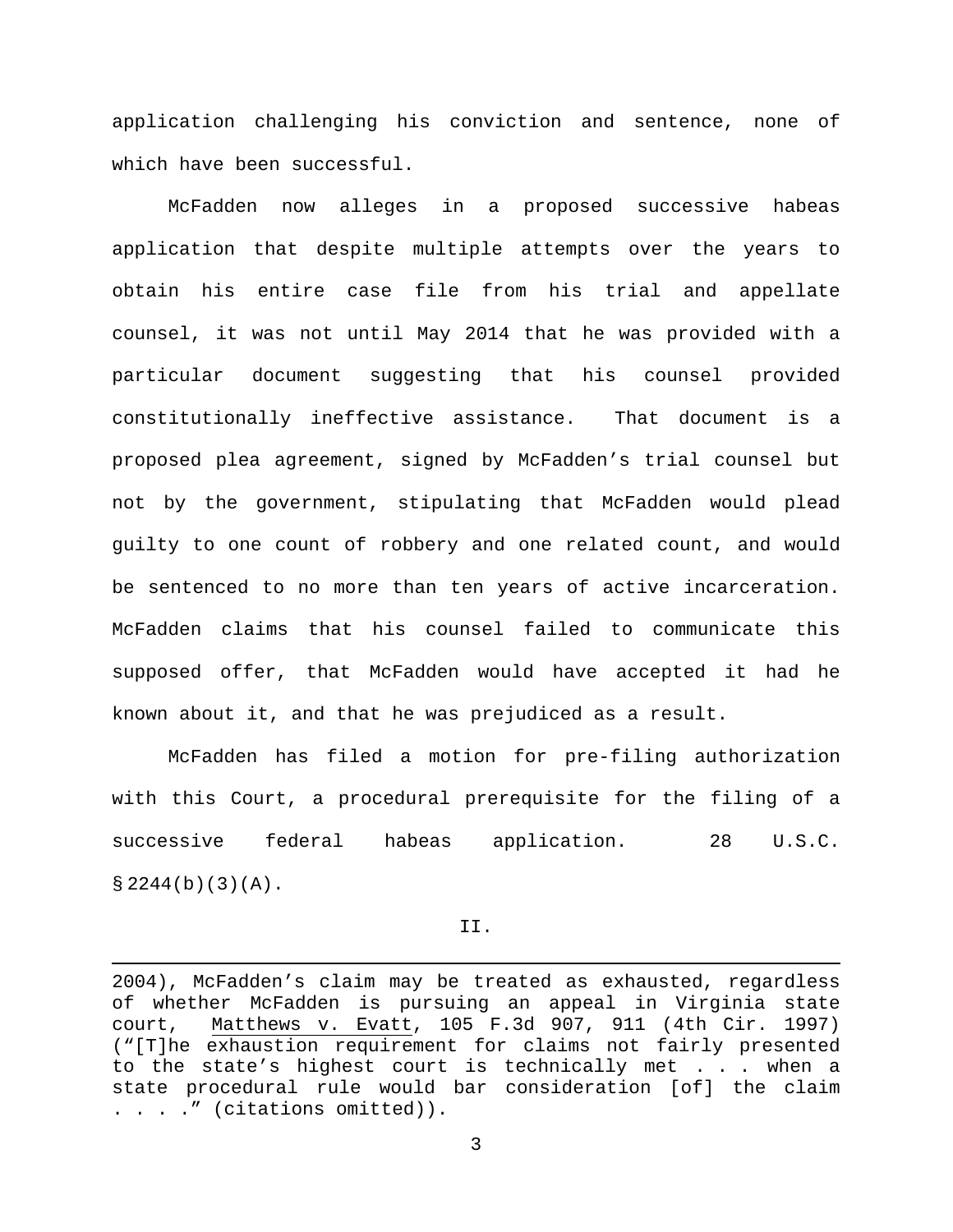application challenging his conviction and sentence, none of which have been successful.

McFadden now alleges in a proposed successive habeas application that despite multiple attempts over the years to obtain his entire case file from his trial and appellate counsel, it was not until May 2014 that he was provided with a particular document suggesting that his counsel provided constitutionally ineffective assistance. That document is a proposed plea agreement, signed by McFadden's trial counsel but not by the government, stipulating that McFadden would plead guilty to one count of robbery and one related count, and would be sentenced to no more than ten years of active incarceration. McFadden claims that his counsel failed to communicate this supposed offer, that McFadden would have accepted it had he known about it, and that he was prejudiced as a result.

McFadden has filed a motion for pre-filing authorization with this Court, a procedural prerequisite for the filing of a successive federal habeas application. 28 U.S.C. § 2244(b)(3)(A).

## II.

---

2004), McFadden's claim may be treated as exhausted, regardless of whether McFadden is pursuing an appeal in Virginia state court, Matthews v. Evatt, 105 F.3d 907, 911 (4th Cir. 1997) ("[T]he exhaustion requirement for claims not fairly presented to the state's highest court is technically met . . . when a state procedural rule would bar consideration [of] the claim . . . ." (citations omitted)).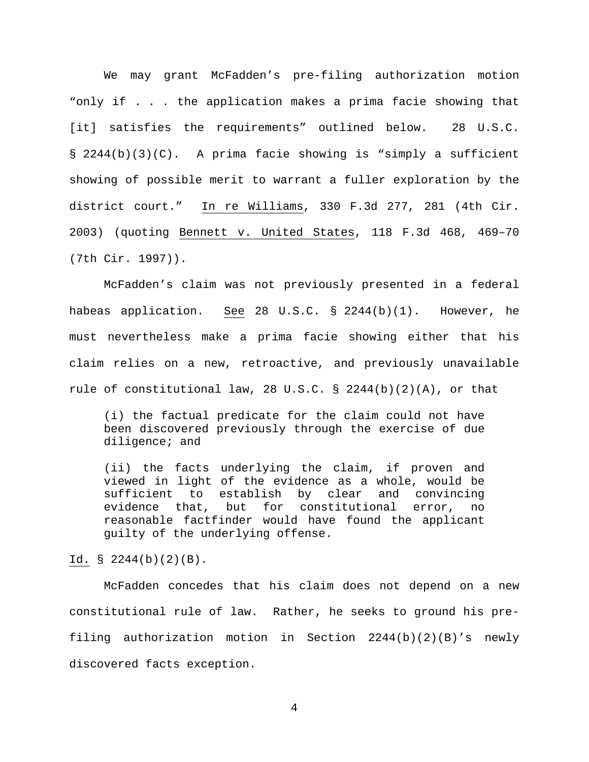We may grant McFadden's pre-filing authorization motion "only if . . . the application makes a prima facie showing that [it] satisfies the requirements" outlined below. 28 U.S.C. § 2244(b)(3)(C). A prima facie showing is "simply a sufficient showing of possible merit to warrant a fuller exploration by the district court." In re Williams, 330 F.3d 277, 281 (4th Cir. 2003) (quoting Bennett v. United States, 118 F.3d 468, 469–70 (7th Cir. 1997)).

McFadden's claim was not previously presented in a federal habeas application. See 28 U.S.C. § 2244(b)(1). However, he must nevertheless make a prima facie showing either that his claim relies on a new, retroactive, and previously unavailable rule of constitutional law, 28 U.S.C. § 2244(b)(2)(A), or that

> (i) the factual predicate for the claim could not have been discovered previously through the exercise of due diligence; and
>
> (ii) the facts underlying the claim, if proven and viewed in light of the evidence as a whole, would be sufficient to establish by clear and convincing evidence that, but for constitutional error, no reasonable factfinder would have found the applicant guilty of the underlying offense.

Id. § 2244(b)(2)(B).

McFadden concedes that his claim does not depend on a new constitutional rule of law. Rather, he seeks to ground his pre-filing authorization motion in Section 2244(b)(2)(B)'s newly discovered facts exception.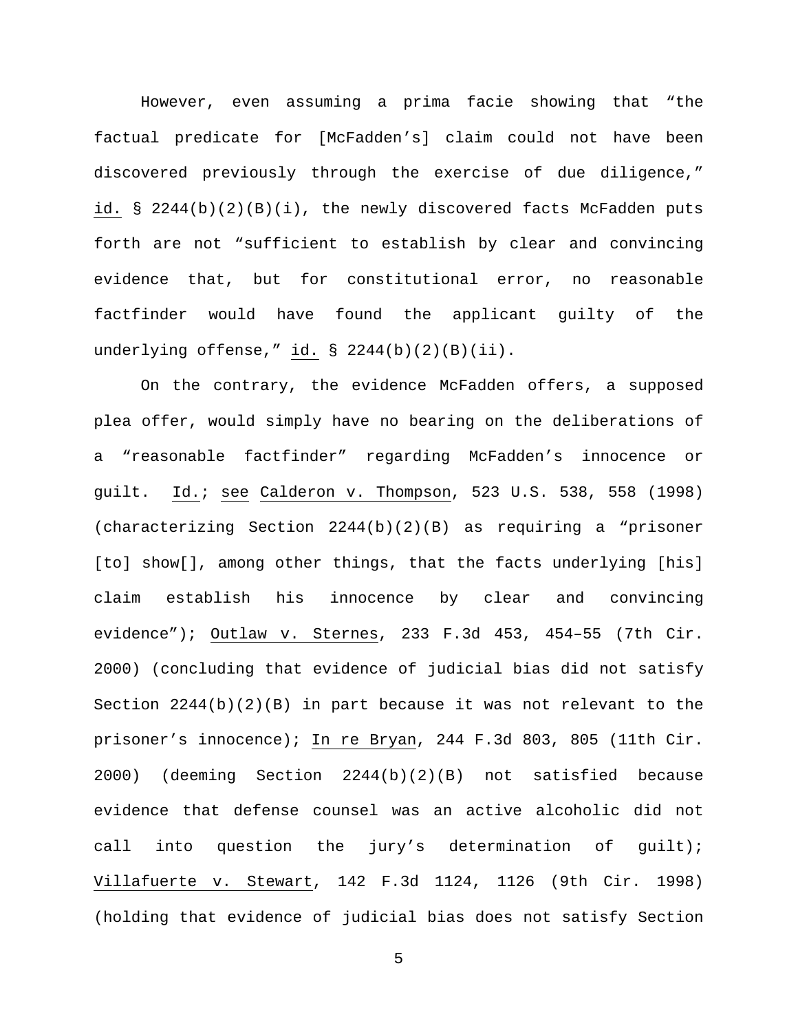However, even assuming a prima facie showing that "the factual predicate for [McFadden's] claim could not have been discovered previously through the exercise of due diligence," id. § 2244(b)(2)(B)(i), the newly discovered facts McFadden puts forth are not "sufficient to establish by clear and convincing evidence that, but for constitutional error, no reasonable factfinder would have found the applicant guilty of the underlying offense," id. § 2244(b)(2)(B)(ii).

On the contrary, the evidence McFadden offers, a supposed plea offer, would simply have no bearing on the deliberations of a "reasonable factfinder" regarding McFadden's innocence or guilt. Id.; see Calderon v. Thompson, 523 U.S. 538, 558 (1998) (characterizing Section 2244(b)(2)(B) as requiring a "prisoner [to] show[], among other things, that the facts underlying [his] claim establish his innocence by clear and convincing evidence"); Outlaw v. Sternes, 233 F.3d 453, 454–55 (7th Cir. 2000) (concluding that evidence of judicial bias did not satisfy Section 2244(b)(2)(B) in part because it was not relevant to the prisoner's innocence); In re Bryan, 244 F.3d 803, 805 (11th Cir. 2000) (deeming Section 2244(b)(2)(B) not satisfied because evidence that defense counsel was an active alcoholic did not call into question the jury's determination of guilt); Villafuerte v. Stewart, 142 F.3d 1124, 1126 (9th Cir. 1998) (holding that evidence of judicial bias does not satisfy Section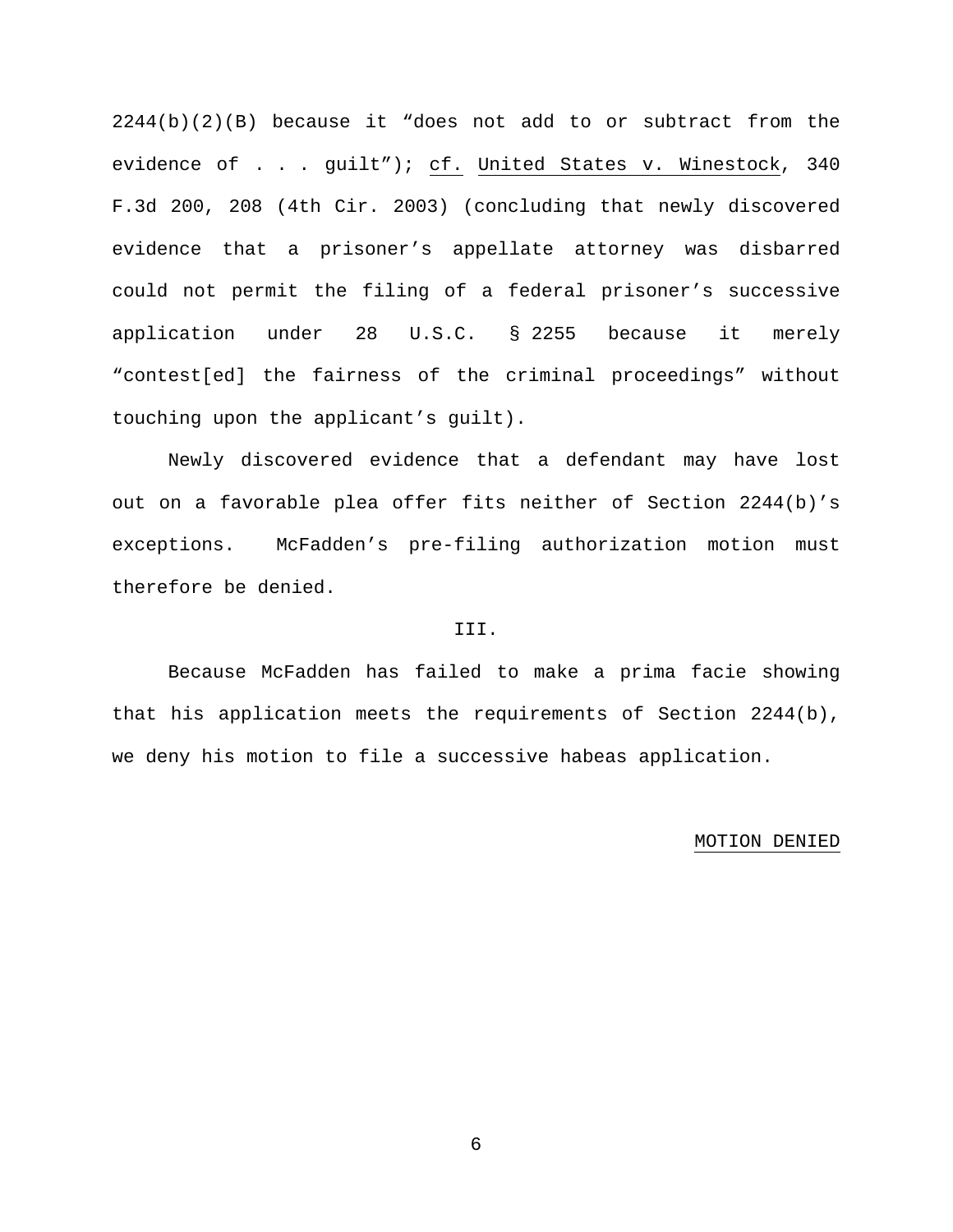2244(b)(2)(B) because it "does not add to or subtract from the evidence of . . . guilt"); *cf.* *United States v. Winestock*, 340 F.3d 200, 208 (4th Cir. 2003) (concluding that newly discovered evidence that a prisoner's appellate attorney was disbarred could not permit the filing of a federal prisoner's successive application under 28 U.S.C. § 2255 because it merely "contest[ed] the fairness of the criminal proceedings" without touching upon the applicant's guilt).

Newly discovered evidence that a defendant may have lost out on a favorable plea offer fits neither of Section 2244(b)'s exceptions. McFadden's pre-filing authorization motion must therefore be denied.

## III.

Because McFadden has failed to make a prima facie showing that his application meets the requirements of Section 2244(b), we deny his motion to file a successive habeas application.

MOTION DENIED